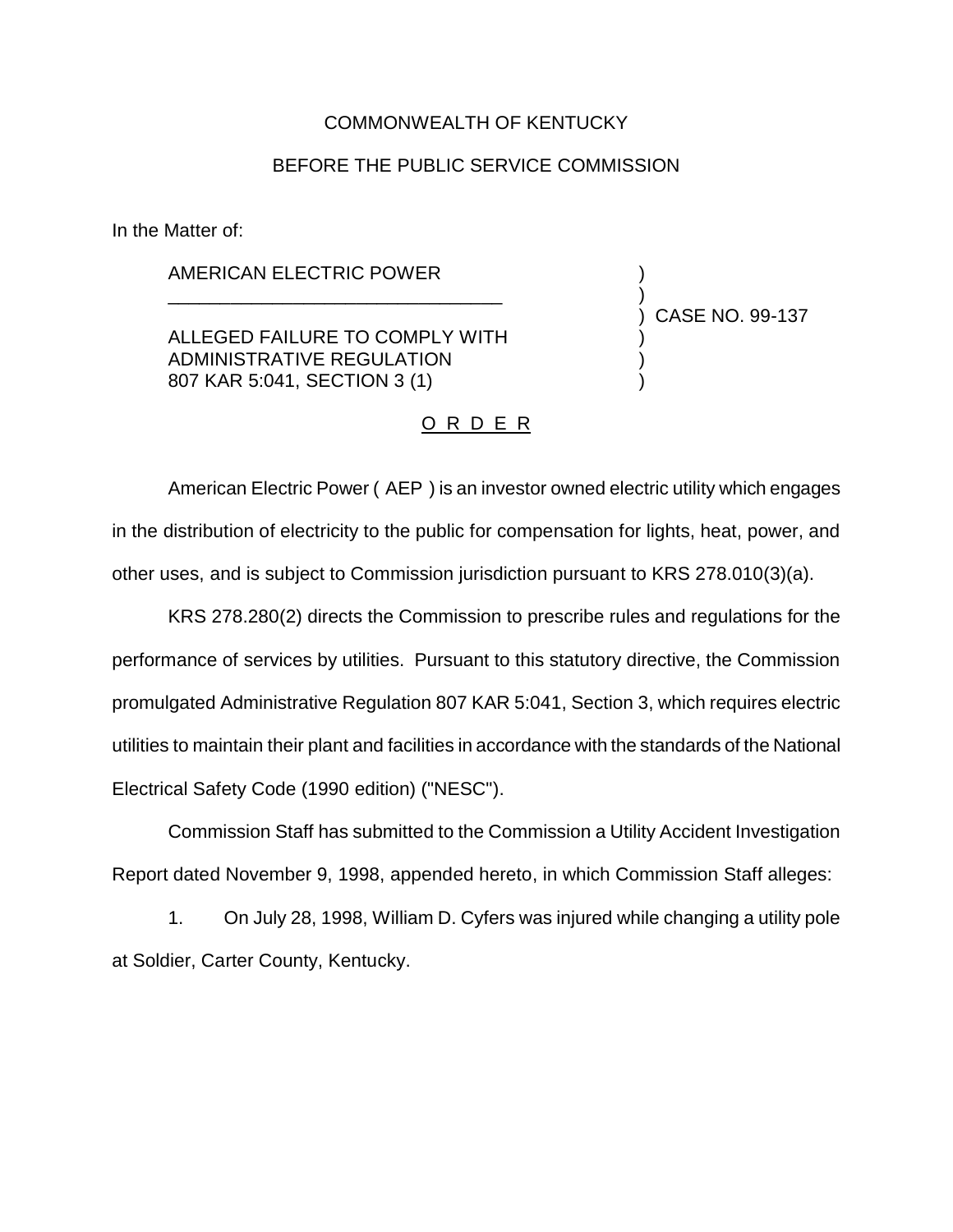COMMONWEALTH OF KENTUCKY

BEFORE THE PUBLIC SERVICE COMMISSION

In the Matter of:

| | | |
|---|---|---|
| AMERICAN ELECTRIC POWER | ) | |
| ________________________________ | ) | |
| | ) | CASE NO. 99-137 |
| ALLEGED FAILURE TO COMPLY WITH | ) | |
| ADMINISTRATIVE REGULATION | ) | |
| 807 KAR 5:041, SECTION 3 (1) | ) | |

O R D E R

American Electric Power ( AEP ) is an investor owned electric utility which engages in the distribution of electricity to the public for compensation for lights, heat, power, and other uses, and is subject to Commission jurisdiction pursuant to KRS 278.010(3)(a).

KRS 278.280(2) directs the Commission to prescribe rules and regulations for the performance of services by utilities. Pursuant to this statutory directive, the Commission promulgated Administrative Regulation 807 KAR 5:041, Section 3, which requires electric utilities to maintain their plant and facilities in accordance with the standards of the National Electrical Safety Code (1990 edition) ("NESC").

Commission Staff has submitted to the Commission a Utility Accident Investigation Report dated November 9, 1998, appended hereto, in which Commission Staff alleges:

1. On July 28, 1998, William D. Cyfers was injured while changing a utility pole at Soldier, Carter County, Kentucky.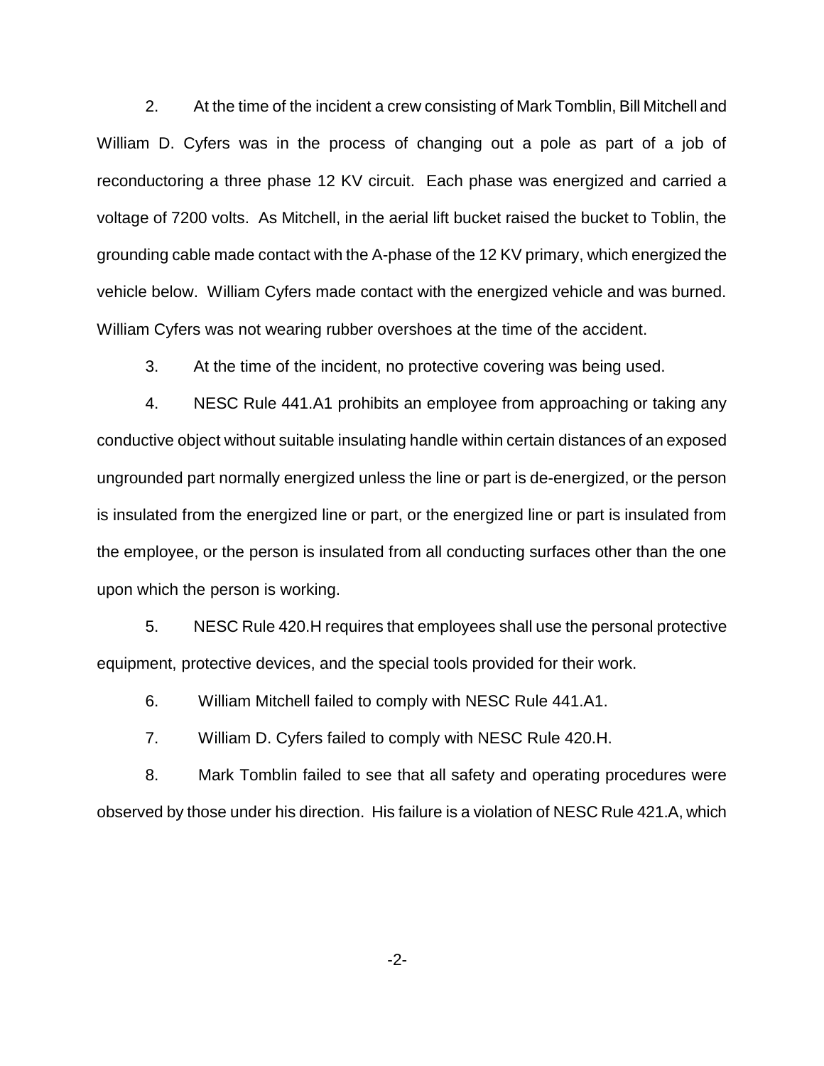2. At the time of the incident a crew consisting of Mark Tomblin, Bill Mitchell and William D. Cyfers was in the process of changing out a pole as part of a job of reconductoring a three phase 12 KV circuit. Each phase was energized and carried a voltage of 7200 volts. As Mitchell, in the aerial lift bucket raised the bucket to Toblin, the grounding cable made contact with the A-phase of the 12 KV primary, which energized the vehicle below. William Cyfers made contact with the energized vehicle and was burned. William Cyfers was not wearing rubber overshoes at the time of the accident.

3. At the time of the incident, no protective covering was being used.

4. NESC Rule 441.A1 prohibits an employee from approaching or taking any conductive object without suitable insulating handle within certain distances of an exposed ungrounded part normally energized unless the line or part is de-energized, or the person is insulated from the energized line or part, or the energized line or part is insulated from the employee, or the person is insulated from all conducting surfaces other than the one upon which the person is working.

5. NESC Rule 420.H requires that employees shall use the personal protective equipment, protective devices, and the special tools provided for their work.

6. William Mitchell failed to comply with NESC Rule 441.A1.

7. William D. Cyfers failed to comply with NESC Rule 420.H.

8. Mark Tomblin failed to see that all safety and operating procedures were observed by those under his direction. His failure is a violation of NESC Rule 421.A, which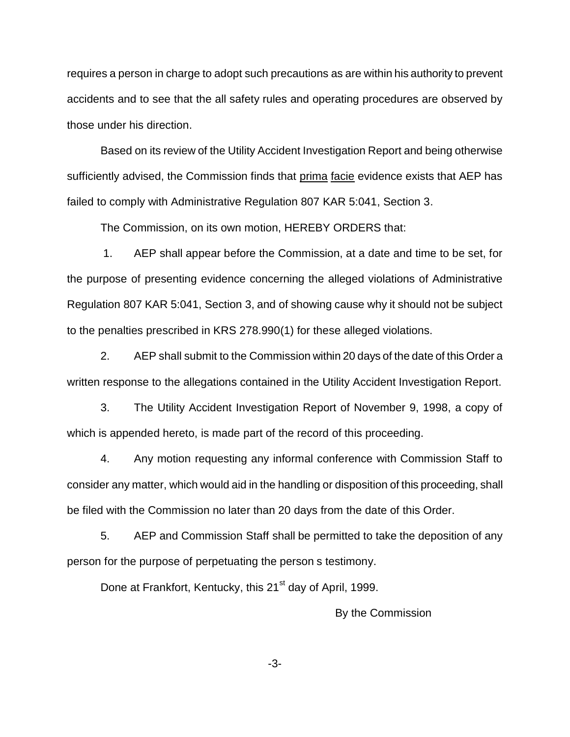requires a person in charge to adopt such precautions as are within his authority to prevent accidents and to see that the all safety rules and operating procedures are observed by those under his direction.

Based on its review of the Utility Accident Investigation Report and being otherwise sufficiently advised, the Commission finds that prima facie evidence exists that AEP has failed to comply with Administrative Regulation 807 KAR 5:041, Section 3.

The Commission, on its own motion, HEREBY ORDERS that:

1. AEP shall appear before the Commission, at a date and time to be set, for the purpose of presenting evidence concerning the alleged violations of Administrative Regulation 807 KAR 5:041, Section 3, and of showing cause why it should not be subject to the penalties prescribed in KRS 278.990(1) for these alleged violations.

2. AEP shall submit to the Commission within 20 days of the date of this Order a written response to the allegations contained in the Utility Accident Investigation Report.

3. The Utility Accident Investigation Report of November 9, 1998, a copy of which is appended hereto, is made part of the record of this proceeding.

4. Any motion requesting any informal conference with Commission Staff to consider any matter, which would aid in the handling or disposition of this proceeding, shall be filed with the Commission no later than 20 days from the date of this Order.

5. AEP and Commission Staff shall be permitted to take the deposition of any person for the purpose of perpetuating the person s testimony.

Done at Frankfort, Kentucky, this 21st day of April, 1999.

By the Commission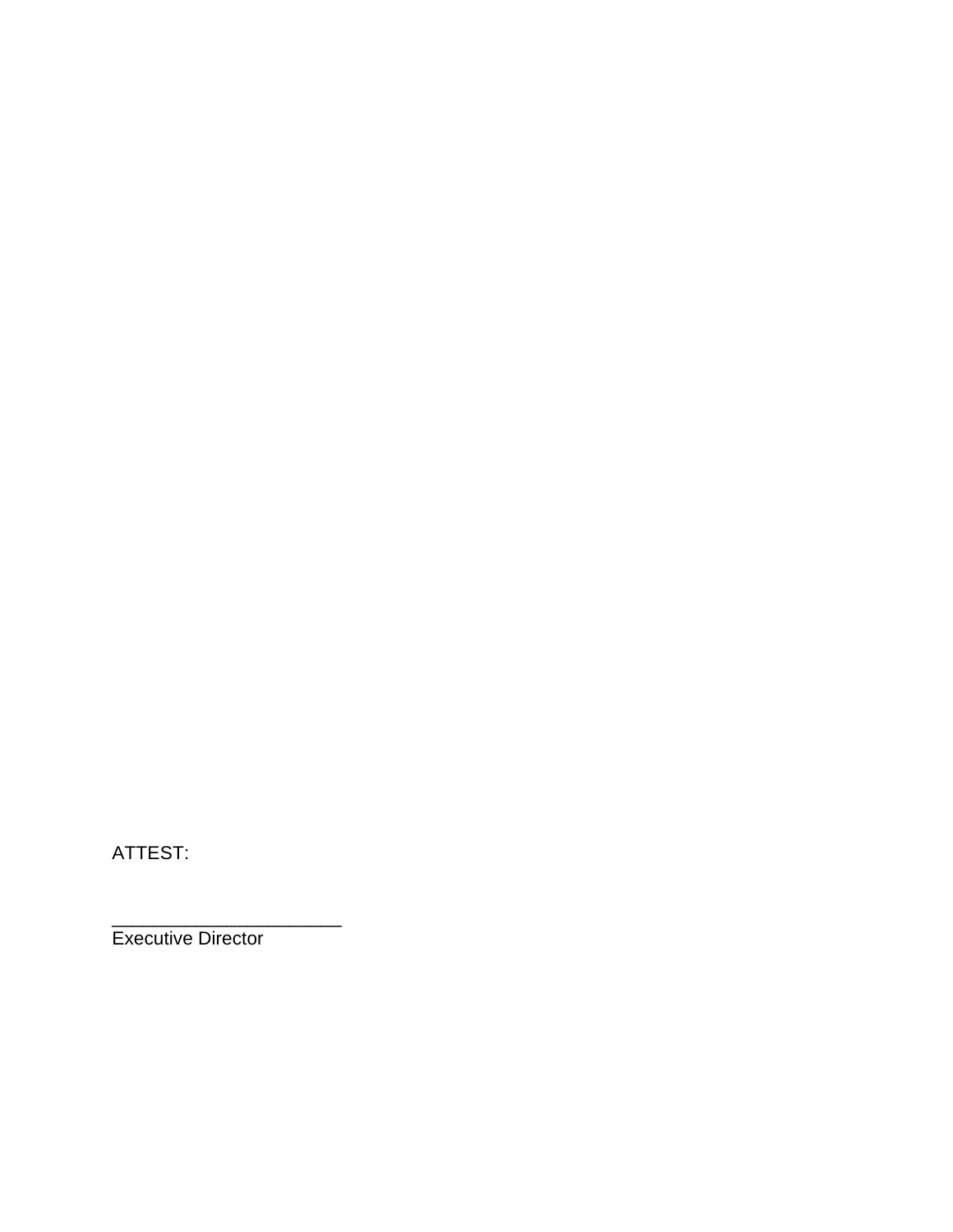ATTEST:

_______________________
Executive Director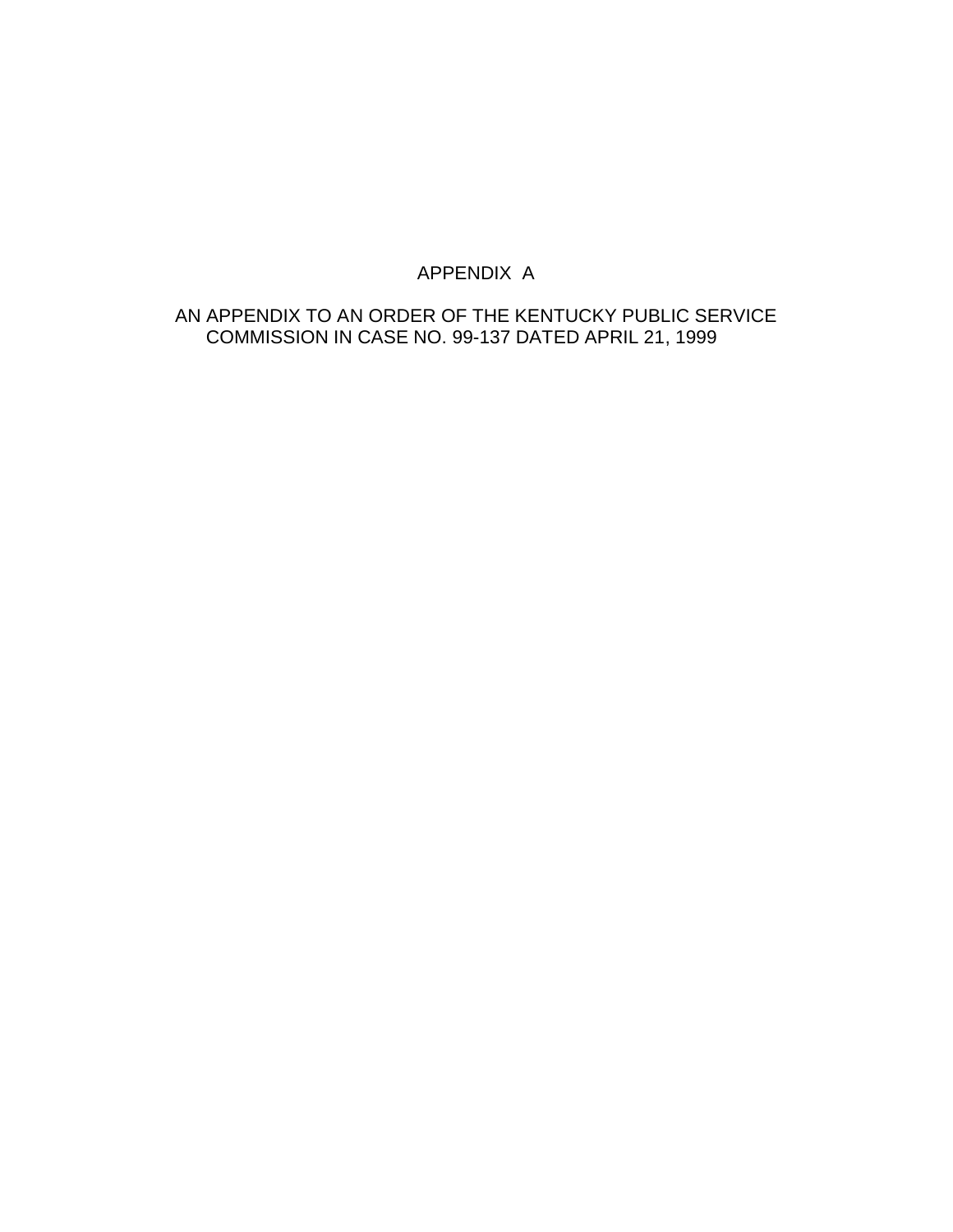APPENDIX A

AN APPENDIX TO AN ORDER OF THE KENTUCKY PUBLIC SERVICE COMMISSION IN CASE NO. 99-137 DATED APRIL 21, 1999